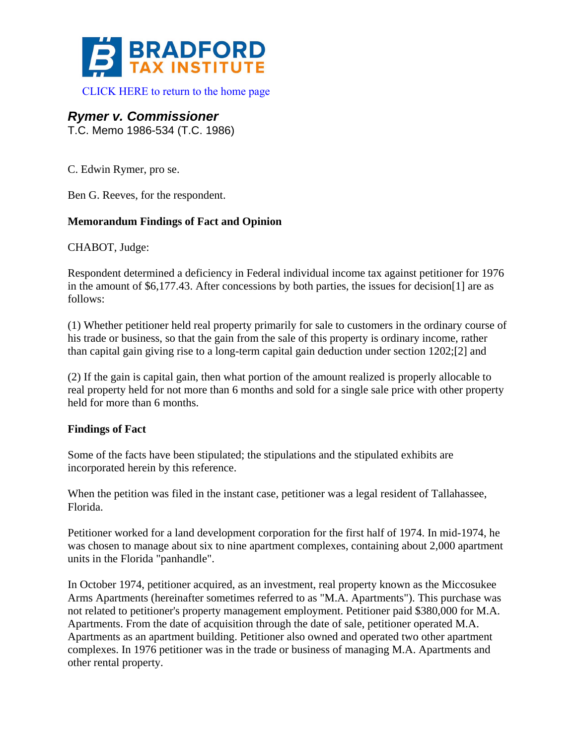BRADFORD TAX INSTITUTE

CLICK HERE to return to the home page

## *Rymer v. Commissioner*

T.C. Memo 1986-534 (T.C. 1986)

C. Edwin Rymer, pro se.

Ben G. Reeves, for the respondent.

**Memorandum Findings of Fact and Opinion**

CHABOT, Judge:

Respondent determined a deficiency in Federal individual income tax against petitioner for 1976 in the amount of $6,177.43. After concessions by both parties, the issues for decision[1] are as follows:

(1) Whether petitioner held real property primarily for sale to customers in the ordinary course of his trade or business, so that the gain from the sale of this property is ordinary income, rather than capital gain giving rise to a long-term capital gain deduction under section 1202;[2] and

(2) If the gain is capital gain, then what portion of the amount realized is properly allocable to real property held for not more than 6 months and sold for a single sale price with other property held for more than 6 months.

**Findings of Fact**

Some of the facts have been stipulated; the stipulations and the stipulated exhibits are incorporated herein by this reference.

When the petition was filed in the instant case, petitioner was a legal resident of Tallahassee, Florida.

Petitioner worked for a land development corporation for the first half of 1974. In mid-1974, he was chosen to manage about six to nine apartment complexes, containing about 2,000 apartment units in the Florida "panhandle".

In October 1974, petitioner acquired, as an investment, real property known as the Miccosukee Arms Apartments (hereinafter sometimes referred to as "M.A. Apartments"). This purchase was not related to petitioner's property management employment. Petitioner paid $380,000 for M.A. Apartments. From the date of acquisition through the date of sale, petitioner operated M.A. Apartments as an apartment building. Petitioner also owned and operated two other apartment complexes. In 1976 petitioner was in the trade or business of managing M.A. Apartments and other rental property.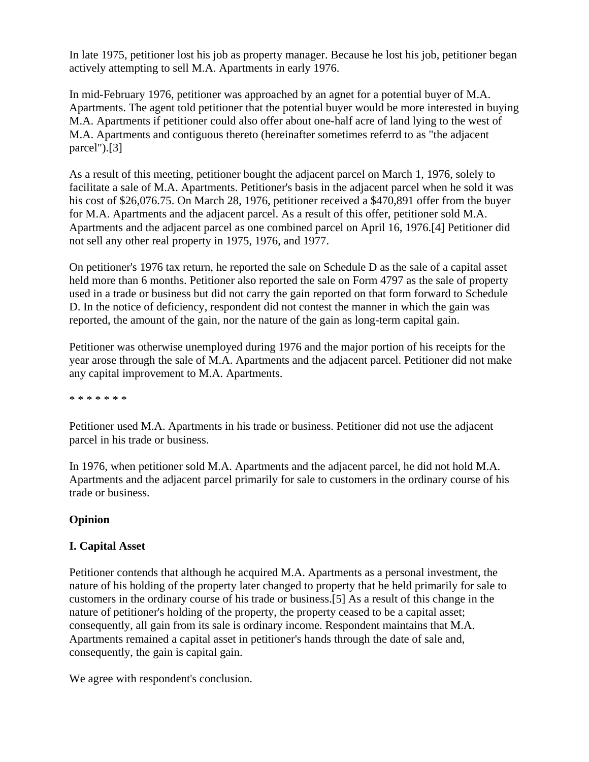In late 1975, petitioner lost his job as property manager. Because he lost his job, petitioner began actively attempting to sell M.A. Apartments in early 1976.

In mid-February 1976, petitioner was approached by an agnet for a potential buyer of M.A. Apartments. The agent told petitioner that the potential buyer would be more interested in buying M.A. Apartments if petitioner could also offer about one-half acre of land lying to the west of M.A. Apartments and contiguous thereto (hereinafter sometimes referrd to as "the adjacent parcel").[3]

As a result of this meeting, petitioner bought the adjacent parcel on March 1, 1976, solely to facilitate a sale of M.A. Apartments. Petitioner's basis in the adjacent parcel when he sold it was his cost of $26,076.75. On March 28, 1976, petitioner received a $470,891 offer from the buyer for M.A. Apartments and the adjacent parcel. As a result of this offer, petitioner sold M.A. Apartments and the adjacent parcel as one combined parcel on April 16, 1976.[4] Petitioner did not sell any other real property in 1975, 1976, and 1977.

On petitioner's 1976 tax return, he reported the sale on Schedule D as the sale of a capital asset held more than 6 months. Petitioner also reported the sale on Form 4797 as the sale of property used in a trade or business but did not carry the gain reported on that form forward to Schedule D. In the notice of deficiency, respondent did not contest the manner in which the gain was reported, the amount of the gain, nor the nature of the gain as long-term capital gain.

Petitioner was otherwise unemployed during 1976 and the major portion of his receipts for the year arose through the sale of M.A. Apartments and the adjacent parcel. Petitioner did not make any capital improvement to M.A. Apartments.

* * * * * * *

Petitioner used M.A. Apartments in his trade or business. Petitioner did not use the adjacent parcel in his trade or business.

In 1976, when petitioner sold M.A. Apartments and the adjacent parcel, he did not hold M.A. Apartments and the adjacent parcel primarily for sale to customers in the ordinary course of his trade or business.

**Opinion**

**I. Capital Asset**

Petitioner contends that although he acquired M.A. Apartments as a personal investment, the nature of his holding of the property later changed to property that he held primarily for sale to customers in the ordinary course of his trade or business.[5] As a result of this change in the nature of petitioner's holding of the property, the property ceased to be a capital asset; consequently, all gain from its sale is ordinary income. Respondent maintains that M.A. Apartments remained a capital asset in petitioner's hands through the date of sale and, consequently, the gain is capital gain.

We agree with respondent's conclusion.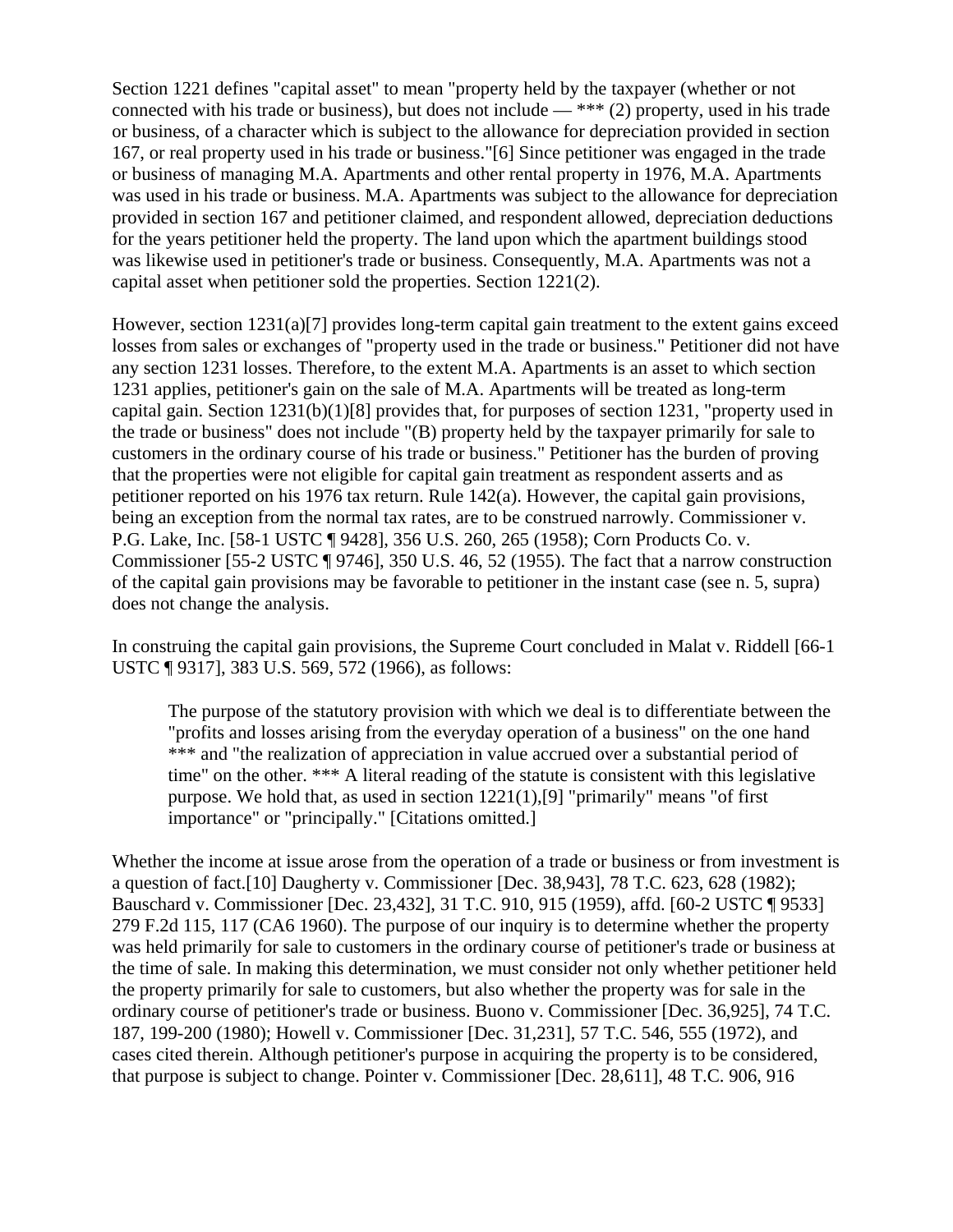Section 1221 defines "capital asset" to mean "property held by the taxpayer (whether or not connected with his trade or business), but does not include — *** (2) property, used in his trade or business, of a character which is subject to the allowance for depreciation provided in section 167, or real property used in his trade or business."[6] Since petitioner was engaged in the trade or business of managing M.A. Apartments and other rental property in 1976, M.A. Apartments was used in his trade or business. M.A. Apartments was subject to the allowance for depreciation provided in section 167 and petitioner claimed, and respondent allowed, depreciation deductions for the years petitioner held the property. The land upon which the apartment buildings stood was likewise used in petitioner's trade or business. Consequently, M.A. Apartments was not a capital asset when petitioner sold the properties. Section 1221(2).

However, section 1231(a)[7] provides long-term capital gain treatment to the extent gains exceed losses from sales or exchanges of "property used in the trade or business." Petitioner did not have any section 1231 losses. Therefore, to the extent M.A. Apartments is an asset to which section 1231 applies, petitioner's gain on the sale of M.A. Apartments will be treated as long-term capital gain. Section 1231(b)(1)[8] provides that, for purposes of section 1231, "property used in the trade or business" does not include "(B) property held by the taxpayer primarily for sale to customers in the ordinary course of his trade or business." Petitioner has the burden of proving that the properties were not eligible for capital gain treatment as respondent asserts and as petitioner reported on his 1976 tax return. Rule 142(a). However, the capital gain provisions, being an exception from the normal tax rates, are to be construed narrowly. Commissioner v. P.G. Lake, Inc. [58-1 USTC ¶ 9428], 356 U.S. 260, 265 (1958); Corn Products Co. v. Commissioner [55-2 USTC ¶ 9746], 350 U.S. 46, 52 (1955). The fact that a narrow construction of the capital gain provisions may be favorable to petitioner in the instant case (see n. 5, supra) does not change the analysis.

In construing the capital gain provisions, the Supreme Court concluded in Malat v. Riddell [66-1 USTC ¶ 9317], 383 U.S. 569, 572 (1966), as follows:

> The purpose of the statutory provision with which we deal is to differentiate between the "profits and losses arising from the everyday operation of a business" on the one hand *** and "the realization of appreciation in value accrued over a substantial period of time" on the other. *** A literal reading of the statute is consistent with this legislative purpose. We hold that, as used in section 1221(1),[9] "primarily" means "of first importance" or "principally." [Citations omitted.]

Whether the income at issue arose from the operation of a trade or business or from investment is a question of fact.[10] Daugherty v. Commissioner [Dec. 38,943], 78 T.C. 623, 628 (1982); Bauschard v. Commissioner [Dec. 23,432], 31 T.C. 910, 915 (1959), affd. [60-2 USTC ¶ 9533] 279 F.2d 115, 117 (CA6 1960). The purpose of our inquiry is to determine whether the property was held primarily for sale to customers in the ordinary course of petitioner's trade or business at the time of sale. In making this determination, we must consider not only whether petitioner held the property primarily for sale to customers, but also whether the property was for sale in the ordinary course of petitioner's trade or business. Buono v. Commissioner [Dec. 36,925], 74 T.C. 187, 199-200 (1980); Howell v. Commissioner [Dec. 31,231], 57 T.C. 546, 555 (1972), and cases cited therein. Although petitioner's purpose in acquiring the property is to be considered, that purpose is subject to change. Pointer v. Commissioner [Dec. 28,611], 48 T.C. 906, 916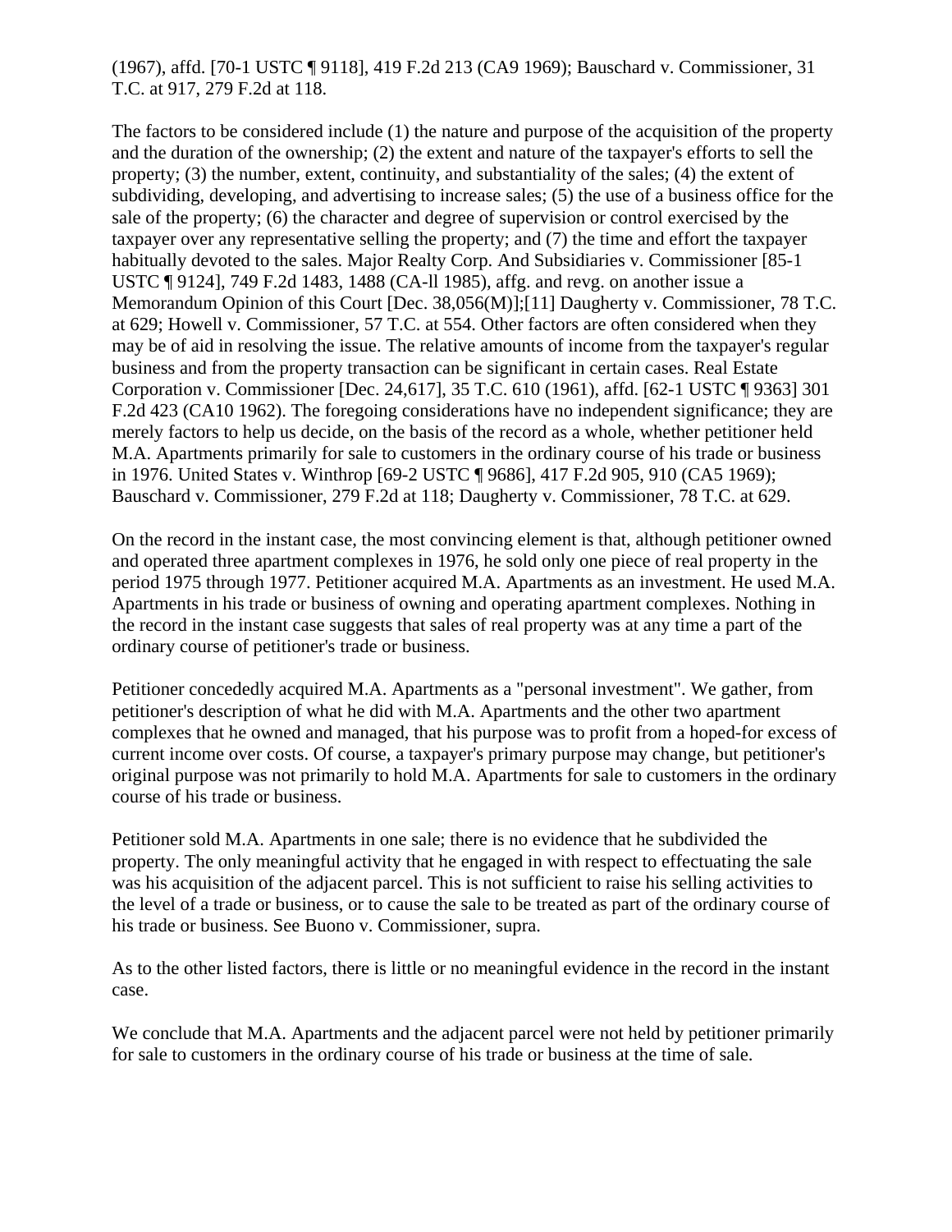(1967), affd. [70-1 USTC ¶ 9118], 419 F.2d 213 (CA9 1969); Bauschard v. Commissioner, 31 T.C. at 917, 279 F.2d at 118.

The factors to be considered include (1) the nature and purpose of the acquisition of the property and the duration of the ownership; (2) the extent and nature of the taxpayer's efforts to sell the property; (3) the number, extent, continuity, and substantiality of the sales; (4) the extent of subdividing, developing, and advertising to increase sales; (5) the use of a business office for the sale of the property; (6) the character and degree of supervision or control exercised by the taxpayer over any representative selling the property; and (7) the time and effort the taxpayer habitually devoted to the sales. Major Realty Corp. And Subsidiaries v. Commissioner [85-1 USTC ¶ 9124], 749 F.2d 1483, 1488 (CA-ll 1985), affg. and revg. on another issue a Memorandum Opinion of this Court [Dec. 38,056(M)];[11] Daugherty v. Commissioner, 78 T.C. at 629; Howell v. Commissioner, 57 T.C. at 554. Other factors are often considered when they may be of aid in resolving the issue. The relative amounts of income from the taxpayer's regular business and from the property transaction can be significant in certain cases. Real Estate Corporation v. Commissioner [Dec. 24,617], 35 T.C. 610 (1961), affd. [62-1 USTC ¶ 9363] 301 F.2d 423 (CA10 1962). The foregoing considerations have no independent significance; they are merely factors to help us decide, on the basis of the record as a whole, whether petitioner held M.A. Apartments primarily for sale to customers in the ordinary course of his trade or business in 1976. United States v. Winthrop [69-2 USTC ¶ 9686], 417 F.2d 905, 910 (CA5 1969); Bauschard v. Commissioner, 279 F.2d at 118; Daugherty v. Commissioner, 78 T.C. at 629.

On the record in the instant case, the most convincing element is that, although petitioner owned and operated three apartment complexes in 1976, he sold only one piece of real property in the period 1975 through 1977. Petitioner acquired M.A. Apartments as an investment. He used M.A. Apartments in his trade or business of owning and operating apartment complexes. Nothing in the record in the instant case suggests that sales of real property was at any time a part of the ordinary course of petitioner's trade or business.

Petitioner concededly acquired M.A. Apartments as a "personal investment". We gather, from petitioner's description of what he did with M.A. Apartments and the other two apartment complexes that he owned and managed, that his purpose was to profit from a hoped-for excess of current income over costs. Of course, a taxpayer's primary purpose may change, but petitioner's original purpose was not primarily to hold M.A. Apartments for sale to customers in the ordinary course of his trade or business.

Petitioner sold M.A. Apartments in one sale; there is no evidence that he subdivided the property. The only meaningful activity that he engaged in with respect to effectuating the sale was his acquisition of the adjacent parcel. This is not sufficient to raise his selling activities to the level of a trade or business, or to cause the sale to be treated as part of the ordinary course of his trade or business. See Buono v. Commissioner, supra.

As to the other listed factors, there is little or no meaningful evidence in the record in the instant case.

We conclude that M.A. Apartments and the adjacent parcel were not held by petitioner primarily for sale to customers in the ordinary course of his trade or business at the time of sale.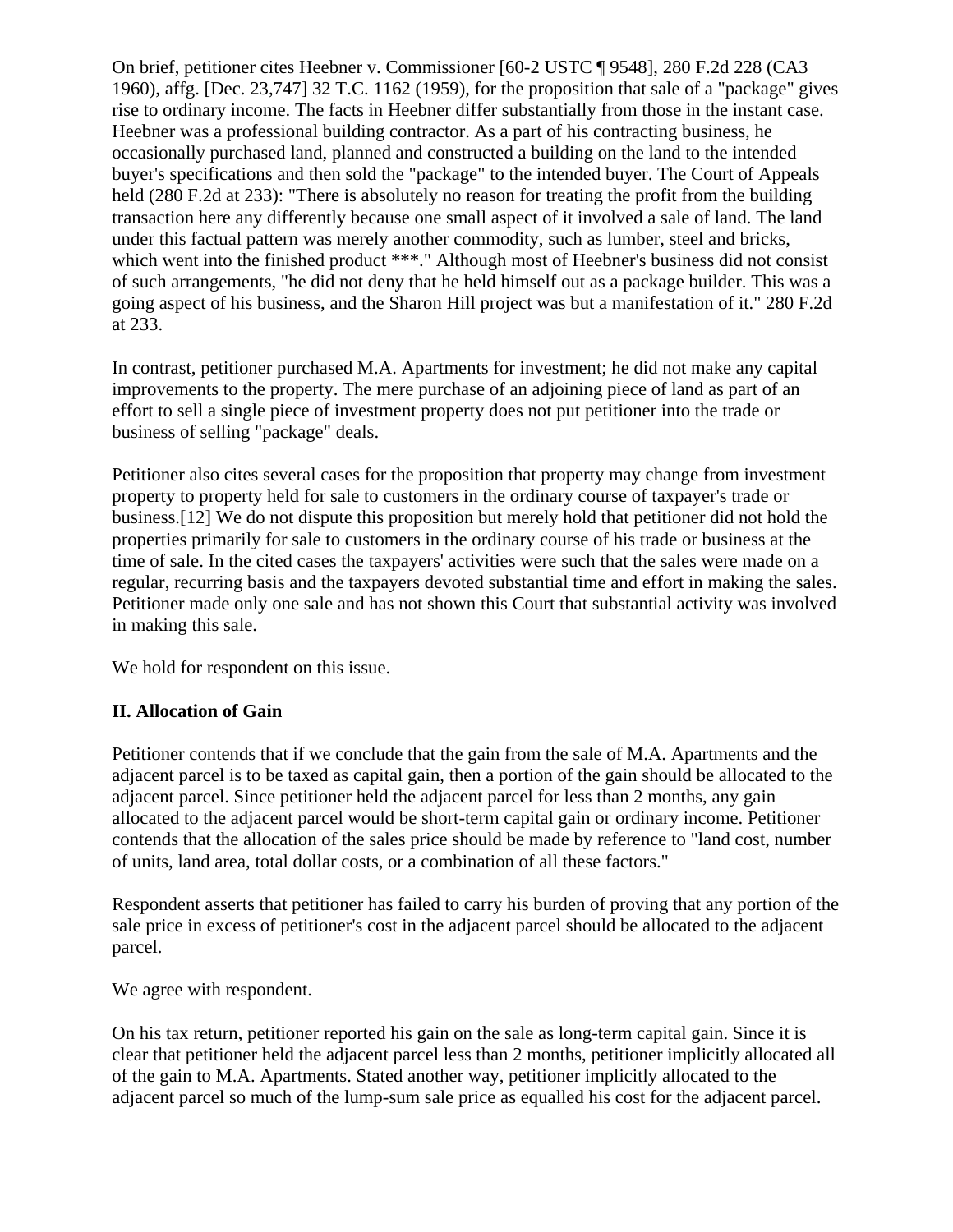On brief, petitioner cites Heebner v. Commissioner [60-2 USTC ¶ 9548], 280 F.2d 228 (CA3 1960), affg. [Dec. 23,747] 32 T.C. 1162 (1959), for the proposition that sale of a "package" gives rise to ordinary income. The facts in Heebner differ substantially from those in the instant case. Heebner was a professional building contractor. As a part of his contracting business, he occasionally purchased land, planned and constructed a building on the land to the intended buyer's specifications and then sold the "package" to the intended buyer. The Court of Appeals held (280 F.2d at 233): "There is absolutely no reason for treating the profit from the building transaction here any differently because one small aspect of it involved a sale of land. The land under this factual pattern was merely another commodity, such as lumber, steel and bricks, which went into the finished product ***." Although most of Heebner's business did not consist of such arrangements, "he did not deny that he held himself out as a package builder. This was a going aspect of his business, and the Sharon Hill project was but a manifestation of it." 280 F.2d at 233.

In contrast, petitioner purchased M.A. Apartments for investment; he did not make any capital improvements to the property. The mere purchase of an adjoining piece of land as part of an effort to sell a single piece of investment property does not put petitioner into the trade or business of selling "package" deals.

Petitioner also cites several cases for the proposition that property may change from investment property to property held for sale to customers in the ordinary course of taxpayer's trade or business.[12] We do not dispute this proposition but merely hold that petitioner did not hold the properties primarily for sale to customers in the ordinary course of his trade or business at the time of sale. In the cited cases the taxpayers' activities were such that the sales were made on a regular, recurring basis and the taxpayers devoted substantial time and effort in making the sales. Petitioner made only one sale and has not shown this Court that substantial activity was involved in making this sale.

We hold for respondent on this issue.

## II. Allocation of Gain

Petitioner contends that if we conclude that the gain from the sale of M.A. Apartments and the adjacent parcel is to be taxed as capital gain, then a portion of the gain should be allocated to the adjacent parcel. Since petitioner held the adjacent parcel for less than 2 months, any gain allocated to the adjacent parcel would be short-term capital gain or ordinary income. Petitioner contends that the allocation of the sales price should be made by reference to "land cost, number of units, land area, total dollar costs, or a combination of all these factors."

Respondent asserts that petitioner has failed to carry his burden of proving that any portion of the sale price in excess of petitioner's cost in the adjacent parcel should be allocated to the adjacent parcel.

We agree with respondent.

On his tax return, petitioner reported his gain on the sale as long-term capital gain. Since it is clear that petitioner held the adjacent parcel less than 2 months, petitioner implicitly allocated all of the gain to M.A. Apartments. Stated another way, petitioner implicitly allocated to the adjacent parcel so much of the lump-sum sale price as equalled his cost for the adjacent parcel.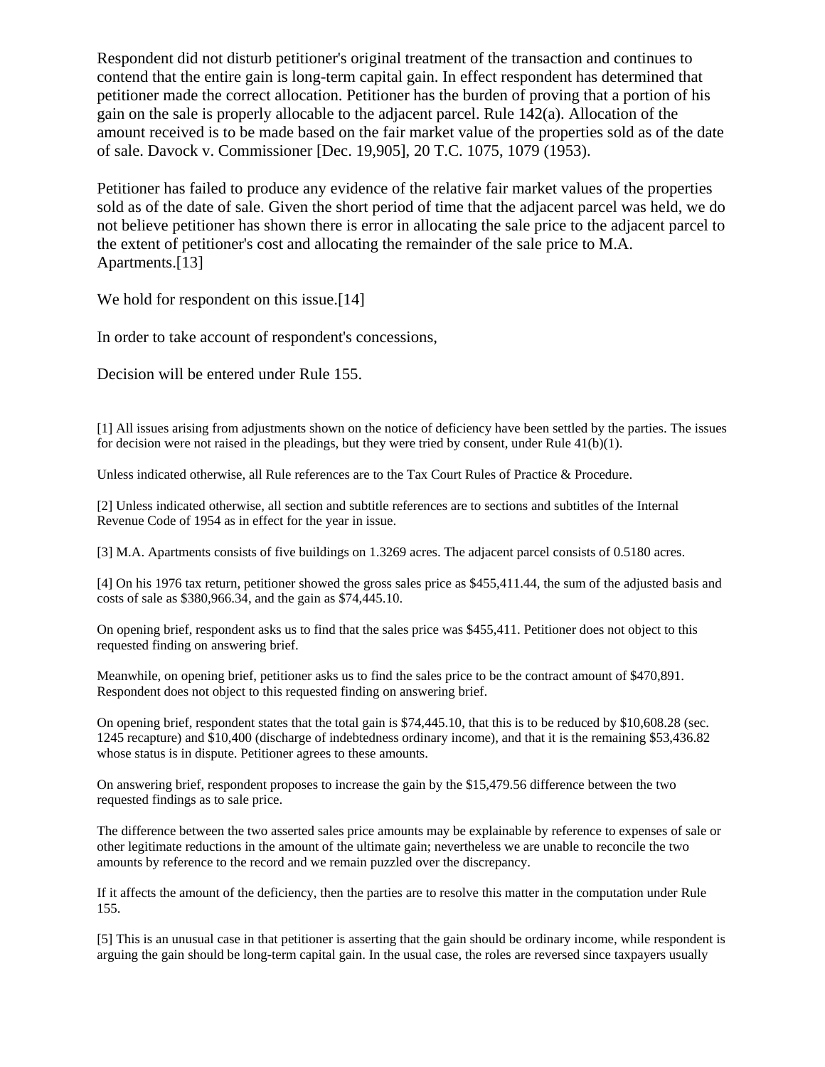Respondent did not disturb petitioner's original treatment of the transaction and continues to contend that the entire gain is long-term capital gain. In effect respondent has determined that petitioner made the correct allocation. Petitioner has the burden of proving that a portion of his gain on the sale is properly allocable to the adjacent parcel. Rule 142(a). Allocation of the amount received is to be made based on the fair market value of the properties sold as of the date of sale. Davock v. Commissioner [Dec. 19,905], 20 T.C. 1075, 1079 (1953).

Petitioner has failed to produce any evidence of the relative fair market values of the properties sold as of the date of sale. Given the short period of time that the adjacent parcel was held, we do not believe petitioner has shown there is error in allocating the sale price to the adjacent parcel to the extent of petitioner's cost and allocating the remainder of the sale price to M.A. Apartments.[13]

We hold for respondent on this issue.[14]

In order to take account of respondent's concessions,

Decision will be entered under Rule 155.

[1] All issues arising from adjustments shown on the notice of deficiency have been settled by the parties. The issues for decision were not raised in the pleadings, but they were tried by consent, under Rule 41(b)(1).

Unless indicated otherwise, all Rule references are to the Tax Court Rules of Practice & Procedure.

[2] Unless indicated otherwise, all section and subtitle references are to sections and subtitles of the Internal Revenue Code of 1954 as in effect for the year in issue.

[3] M.A. Apartments consists of five buildings on 1.3269 acres. The adjacent parcel consists of 0.5180 acres.

[4] On his 1976 tax return, petitioner showed the gross sales price as $455,411.44, the sum of the adjusted basis and costs of sale as $380,966.34, and the gain as $74,445.10.

On opening brief, respondent asks us to find that the sales price was $455,411. Petitioner does not object to this requested finding on answering brief.

Meanwhile, on opening brief, petitioner asks us to find the sales price to be the contract amount of $470,891. Respondent does not object to this requested finding on answering brief.

On opening brief, respondent states that the total gain is $74,445.10, that this is to be reduced by $10,608.28 (sec. 1245 recapture) and $10,400 (discharge of indebtedness ordinary income), and that it is the remaining $53,436.82 whose status is in dispute. Petitioner agrees to these amounts.

On answering brief, respondent proposes to increase the gain by the $15,479.56 difference between the two requested findings as to sale price.

The difference between the two asserted sales price amounts may be explainable by reference to expenses of sale or other legitimate reductions in the amount of the ultimate gain; nevertheless we are unable to reconcile the two amounts by reference to the record and we remain puzzled over the discrepancy.

If it affects the amount of the deficiency, then the parties are to resolve this matter in the computation under Rule 155.

[5] This is an unusual case in that petitioner is asserting that the gain should be ordinary income, while respondent is arguing the gain should be long-term capital gain. In the usual case, the roles are reversed since taxpayers usually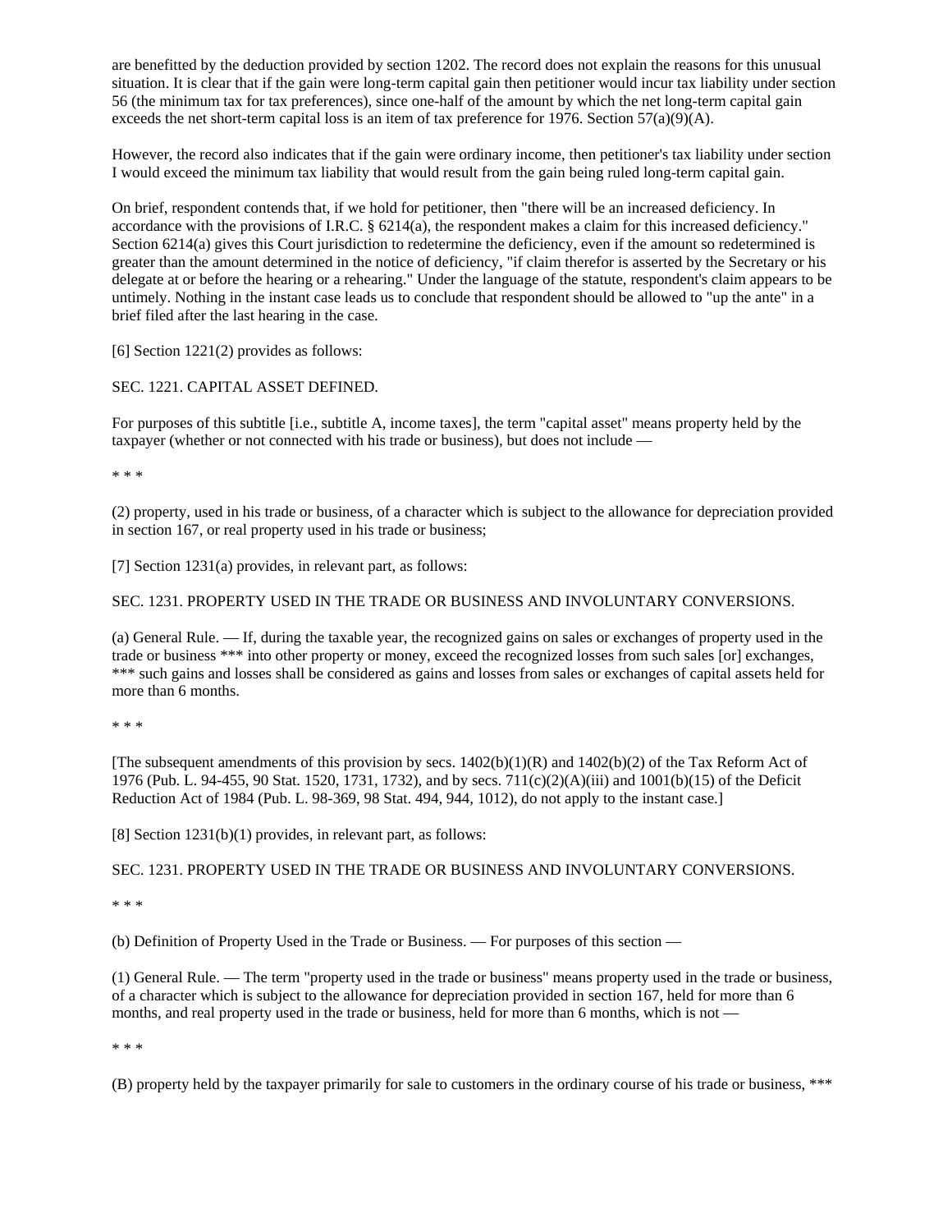are benefitted by the deduction provided by section 1202. The record does not explain the reasons for this unusual situation. It is clear that if the gain were long-term capital gain then petitioner would incur tax liability under section 56 (the minimum tax for tax preferences), since one-half of the amount by which the net long-term capital gain exceeds the net short-term capital loss is an item of tax preference for 1976. Section 57(a)(9)(A).

However, the record also indicates that if the gain were ordinary income, then petitioner's tax liability under section I would exceed the minimum tax liability that would result from the gain being ruled long-term capital gain.

On brief, respondent contends that, if we hold for petitioner, then "there will be an increased deficiency. In accordance with the provisions of I.R.C. § 6214(a), the respondent makes a claim for this increased deficiency." Section 6214(a) gives this Court jurisdiction to redetermine the deficiency, even if the amount so redetermined is greater than the amount determined in the notice of deficiency, "if claim therefor is asserted by the Secretary or his delegate at or before the hearing or a rehearing." Under the language of the statute, respondent's claim appears to be untimely. Nothing in the instant case leads us to conclude that respondent should be allowed to "up the ante" in a brief filed after the last hearing in the case.

[6] Section 1221(2) provides as follows:

SEC. 1221. CAPITAL ASSET DEFINED.

For purposes of this subtitle [i.e., subtitle A, income taxes], the term "capital asset" means property held by the taxpayer (whether or not connected with his trade or business), but does not include —

* * *

(2) property, used in his trade or business, of a character which is subject to the allowance for depreciation provided in section 167, or real property used in his trade or business;

[7] Section 1231(a) provides, in relevant part, as follows:

SEC. 1231. PROPERTY USED IN THE TRADE OR BUSINESS AND INVOLUNTARY CONVERSIONS.

(a) General Rule. — If, during the taxable year, the recognized gains on sales or exchanges of property used in the trade or business *** into other property or money, exceed the recognized losses from such sales [or] exchanges, *** such gains and losses shall be considered as gains and losses from sales or exchanges of capital assets held for more than 6 months.

* * *

[The subsequent amendments of this provision by secs. 1402(b)(1)(R) and 1402(b)(2) of the Tax Reform Act of 1976 (Pub. L. 94-455, 90 Stat. 1520, 1731, 1732), and by secs. 711(c)(2)(A)(iii) and 1001(b)(15) of the Deficit Reduction Act of 1984 (Pub. L. 98-369, 98 Stat. 494, 944, 1012), do not apply to the instant case.]

[8] Section 1231(b)(1) provides, in relevant part, as follows:

SEC. 1231. PROPERTY USED IN THE TRADE OR BUSINESS AND INVOLUNTARY CONVERSIONS.

* * *

(b) Definition of Property Used in the Trade or Business. — For purposes of this section —

(1) General Rule. — The term "property used in the trade or business" means property used in the trade or business, of a character which is subject to the allowance for depreciation provided in section 167, held for more than 6 months, and real property used in the trade or business, held for more than 6 months, which is not —

* * *

(B) property held by the taxpayer primarily for sale to customers in the ordinary course of his trade or business, ***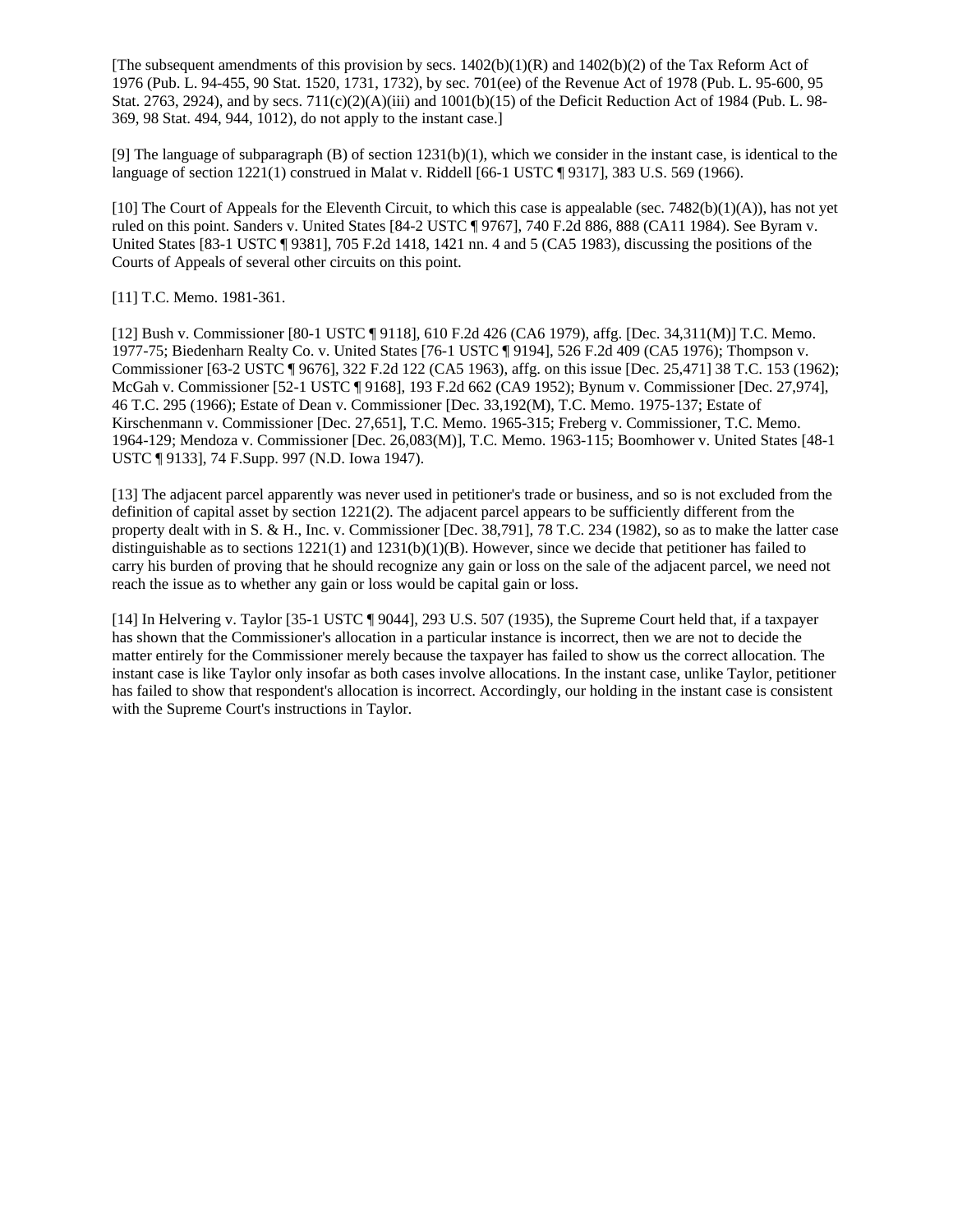[The subsequent amendments of this provision by secs. 1402(b)(1)(R) and 1402(b)(2) of the Tax Reform Act of 1976 (Pub. L. 94-455, 90 Stat. 1520, 1731, 1732), by sec. 701(ee) of the Revenue Act of 1978 (Pub. L. 95-600, 95 Stat. 2763, 2924), and by secs. 711(c)(2)(A)(iii) and 1001(b)(15) of the Deficit Reduction Act of 1984 (Pub. L. 98-369, 98 Stat. 494, 944, 1012), do not apply to the instant case.]

[9] The language of subparagraph (B) of section 1231(b)(1), which we consider in the instant case, is identical to the language of section 1221(1) construed in Malat v. Riddell [66-1 USTC ¶ 9317], 383 U.S. 569 (1966).

[10] The Court of Appeals for the Eleventh Circuit, to which this case is appealable (sec. 7482(b)(1)(A)), has not yet ruled on this point. Sanders v. United States [84-2 USTC ¶ 9767], 740 F.2d 886, 888 (CA11 1984). See Byram v. United States [83-1 USTC ¶ 9381], 705 F.2d 1418, 1421 nn. 4 and 5 (CA5 1983), discussing the positions of the Courts of Appeals of several other circuits on this point.

[11] T.C. Memo. 1981-361.

[12] Bush v. Commissioner [80-1 USTC ¶ 9118], 610 F.2d 426 (CA6 1979), affg. [Dec. 34,311(M)] T.C. Memo. 1977-75; Biedenharn Realty Co. v. United States [76-1 USTC ¶ 9194], 526 F.2d 409 (CA5 1976); Thompson v. Commissioner [63-2 USTC ¶ 9676], 322 F.2d 122 (CA5 1963), affg. on this issue [Dec. 25,471] 38 T.C. 153 (1962); McGah v. Commissioner [52-1 USTC ¶ 9168], 193 F.2d 662 (CA9 1952); Bynum v. Commissioner [Dec. 27,974], 46 T.C. 295 (1966); Estate of Dean v. Commissioner [Dec. 33,192(M), T.C. Memo. 1975-137; Estate of Kirschenmann v. Commissioner [Dec. 27,651], T.C. Memo. 1965-315; Freberg v. Commissioner, T.C. Memo. 1964-129; Mendoza v. Commissioner [Dec. 26,083(M)], T.C. Memo. 1963-115; Boomhower v. United States [48-1 USTC ¶ 9133], 74 F.Supp. 997 (N.D. Iowa 1947).

[13] The adjacent parcel apparently was never used in petitioner's trade or business, and so is not excluded from the definition of capital asset by section 1221(2). The adjacent parcel appears to be sufficiently different from the property dealt with in S. & H., Inc. v. Commissioner [Dec. 38,791], 78 T.C. 234 (1982), so as to make the latter case distinguishable as to sections 1221(1) and 1231(b)(1)(B). However, since we decide that petitioner has failed to carry his burden of proving that he should recognize any gain or loss on the sale of the adjacent parcel, we need not reach the issue as to whether any gain or loss would be capital gain or loss.

[14] In Helvering v. Taylor [35-1 USTC ¶ 9044], 293 U.S. 507 (1935), the Supreme Court held that, if a taxpayer has shown that the Commissioner's allocation in a particular instance is incorrect, then we are not to decide the matter entirely for the Commissioner merely because the taxpayer has failed to show us the correct allocation. The instant case is like Taylor only insofar as both cases involve allocations. In the instant case, unlike Taylor, petitioner has failed to show that respondent's allocation is incorrect. Accordingly, our holding in the instant case is consistent with the Supreme Court's instructions in Taylor.